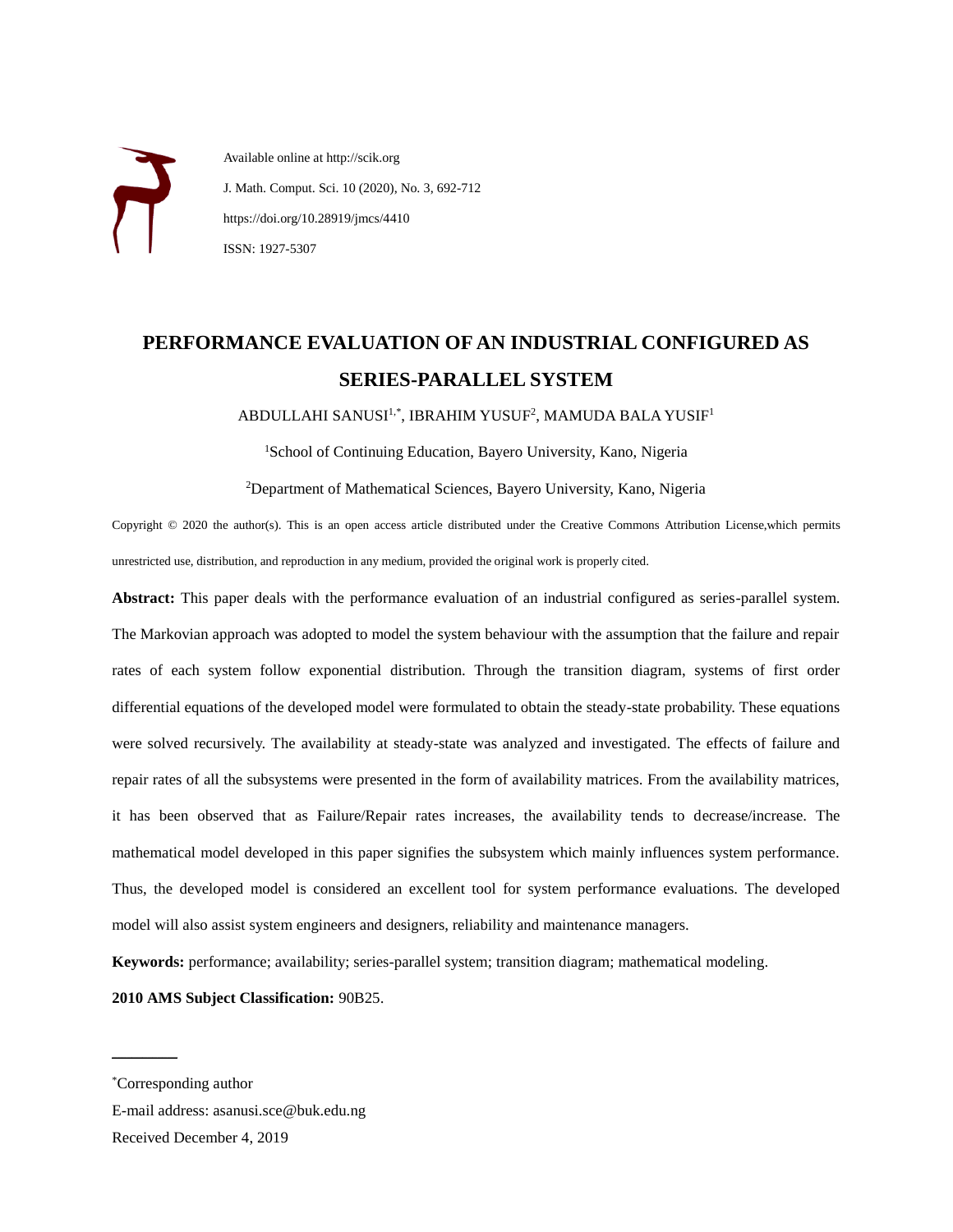Available online at http://scik.org

J. Math. Comput. Sci. 10 (2020), No. 3, 692-712

https://doi.org/10.28919/jmcs/4410

ISSN: 1927-5307

# PERFORMANCE EVALUATION OF AN INDUSTRIAL CONFIGURED AS SERIES-PARALLEL SYSTEM

ABDULLAHI SANUSI[1,*], IBRAHIM YUSUF[2], MAMUDA BALA YUSIF[1]

[1]School of Continuing Education, Bayero University, Kano, Nigeria

[2]Department of Mathematical Sciences, Bayero University, Kano, Nigeria

Copyright © 2020 the author(s). This is an open access article distributed under the Creative Commons Attribution License,which permits unrestricted use, distribution, and reproduction in any medium, provided the original work is properly cited.

**Abstract:** This paper deals with the performance evaluation of an industrial configured as series-parallel system. The Markovian approach was adopted to model the system behaviour with the assumption that the failure and repair rates of each system follow exponential distribution. Through the transition diagram, systems of first order differential equations of the developed model were formulated to obtain the steady-state probability. These equations were solved recursively. The availability at steady-state was analyzed and investigated. The effects of failure and repair rates of all the subsystems were presented in the form of availability matrices. From the availability matrices, it has been observed that as Failure/Repair rates increases, the availability tends to decrease/increase. The mathematical model developed in this paper signifies the subsystem which mainly influences system performance. Thus, the developed model is considered an excellent tool for system performance evaluations. The developed model will also assist system engineers and designers, reliability and maintenance managers.

**Keywords:** performance; availability; series-parallel system; transition diagram; mathematical modeling.

**2010 AMS Subject Classification:** 90B25.

---

*Corresponding author

E-mail address: asanusi.sce@buk.edu.ng

Received December 4, 2019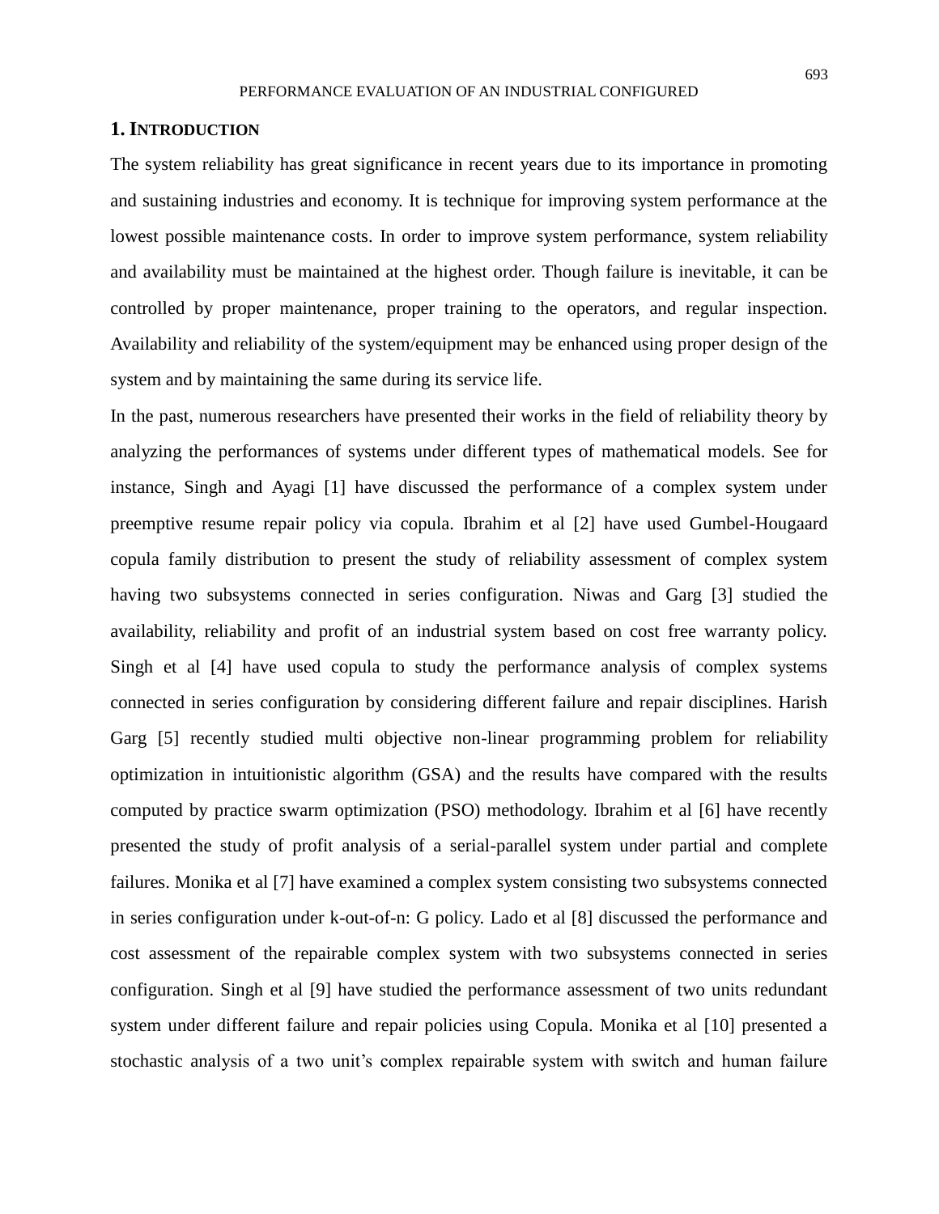## 1. INTRODUCTION

The system reliability has great significance in recent years due to its importance in promoting and sustaining industries and economy. It is technique for improving system performance at the lowest possible maintenance costs. In order to improve system performance, system reliability and availability must be maintained at the highest order. Though failure is inevitable, it can be controlled by proper maintenance, proper training to the operators, and regular inspection. Availability and reliability of the system/equipment may be enhanced using proper design of the system and by maintaining the same during its service life.

In the past, numerous researchers have presented their works in the field of reliability theory by analyzing the performances of systems under different types of mathematical models. See for instance, Singh and Ayagi [1] have discussed the performance of a complex system under preemptive resume repair policy via copula. Ibrahim et al [2] have used Gumbel-Hougaard copula family distribution to present the study of reliability assessment of complex system having two subsystems connected in series configuration. Niwas and Garg [3] studied the availability, reliability and profit of an industrial system based on cost free warranty policy. Singh et al [4] have used copula to study the performance analysis of complex systems connected in series configuration by considering different failure and repair disciplines. Harish Garg [5] recently studied multi objective non-linear programming problem for reliability optimization in intuitionistic algorithm (GSA) and the results have compared with the results computed by practice swarm optimization (PSO) methodology. Ibrahim et al [6] have recently presented the study of profit analysis of a serial-parallel system under partial and complete failures. Monika et al [7] have examined a complex system consisting two subsystems connected in series configuration under k-out-of-n: G policy. Lado et al [8] discussed the performance and cost assessment of the repairable complex system with two subsystems connected in series configuration. Singh et al [9] have studied the performance assessment of two units redundant system under different failure and repair policies using Copula. Monika et al [10] presented a stochastic analysis of a two unit's complex repairable system with switch and human failure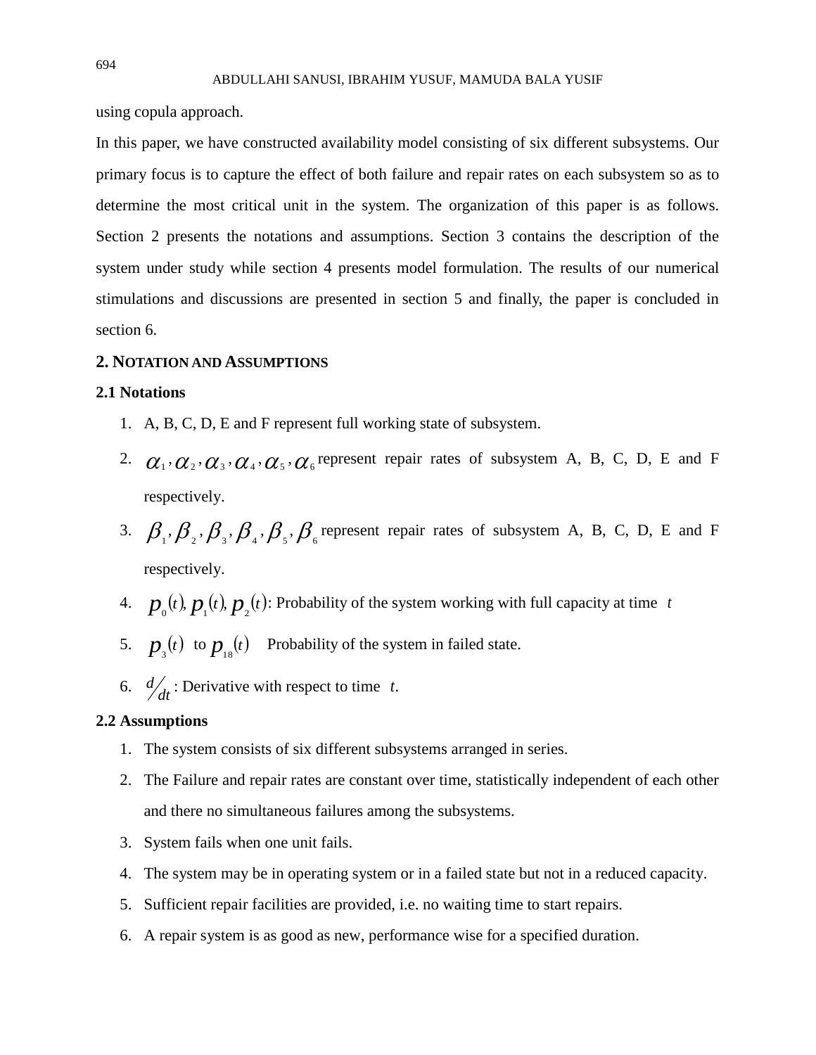using copula approach.

In this paper, we have constructed availability model consisting of six different subsystems. Our primary focus is to capture the effect of both failure and repair rates on each subsystem so as to determine the most critical unit in the system. The organization of this paper is as follows. Section 2 presents the notations and assumptions. Section 3 contains the description of the system under study while section 4 presents model formulation. The results of our numerical stimulations and discussions are presented in section 5 and finally, the paper is concluded in section 6.

## 2. NOTATION AND ASSUMPTIONS

### 2.1 Notations

1. A, B, C, D, E and F represent full working state of subsystem.
2. $\alpha_1, \alpha_2, \alpha_3, \alpha_4, \alpha_5, \alpha_6$ represent repair rates of subsystem A, B, C, D, E and F respectively.
3. $\beta_1, \beta_2, \beta_3, \beta_4, \beta_5, \beta_6$ represent repair rates of subsystem A, B, C, D, E and F respectively.
4. $p_0(t), p_1(t), p_2(t)$: Probability of the system working with full capacity at time $t$
5. $p_3(t)$ to $p_{18}(t)$ Probability of the system in failed state.
6. $d/dt$ : Derivative with respect to time $t$.

### 2.2 Assumptions

1. The system consists of six different subsystems arranged in series.
2. The Failure and repair rates are constant over time, statistically independent of each other and there no simultaneous failures among the subsystems.
3. System fails when one unit fails.
4. The system may be in operating system or in a failed state but not in a reduced capacity.
5. Sufficient repair facilities are provided, i.e. no waiting time to start repairs.
6. A repair system is as good as new, performance wise for a specified duration.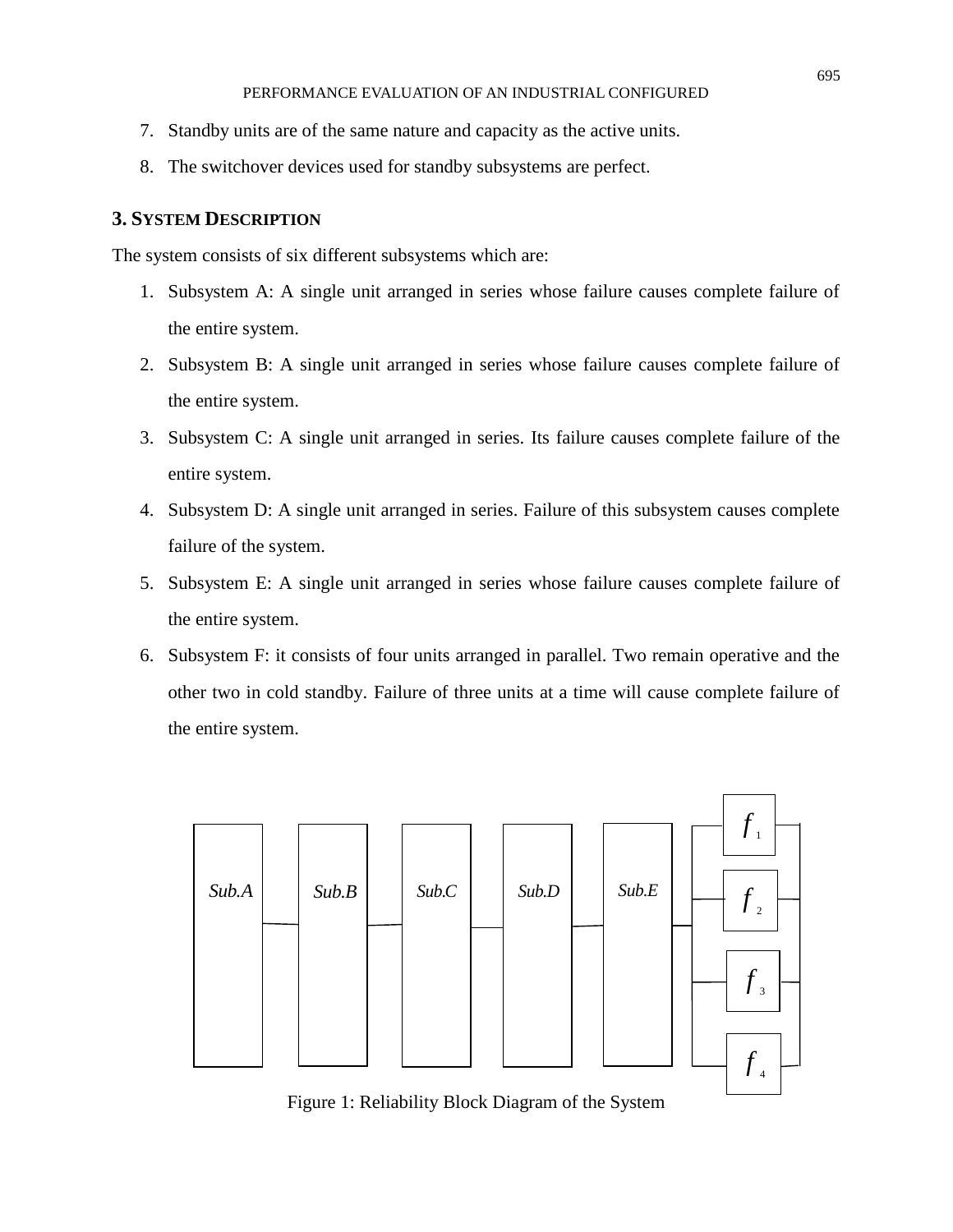7. Standby units are of the same nature and capacity as the active units.
8. The switchover devices used for standby subsystems are perfect.

## 3. SYSTEM DESCRIPTION

The system consists of six different subsystems which are:

1. Subsystem A: A single unit arranged in series whose failure causes complete failure of the entire system.
2. Subsystem B: A single unit arranged in series whose failure causes complete failure of the entire system.
3. Subsystem C: A single unit arranged in series. Its failure causes complete failure of the entire system.
4. Subsystem D: A single unit arranged in series. Failure of this subsystem causes complete failure of the system.
5. Subsystem E: A single unit arranged in series whose failure causes complete failure of the entire system.
6. Subsystem F: it consists of four units arranged in parallel. Two remain operative and the other two in cold standby. Failure of three units at a time will cause complete failure of the entire system.

*Sub.A* — *Sub.B* — *Sub.C* — *Sub.D* — *Sub.E* — [$f_1$, $f_2$, $f_3$, $f_4$ in parallel]

Figure 1: Reliability Block Diagram of the System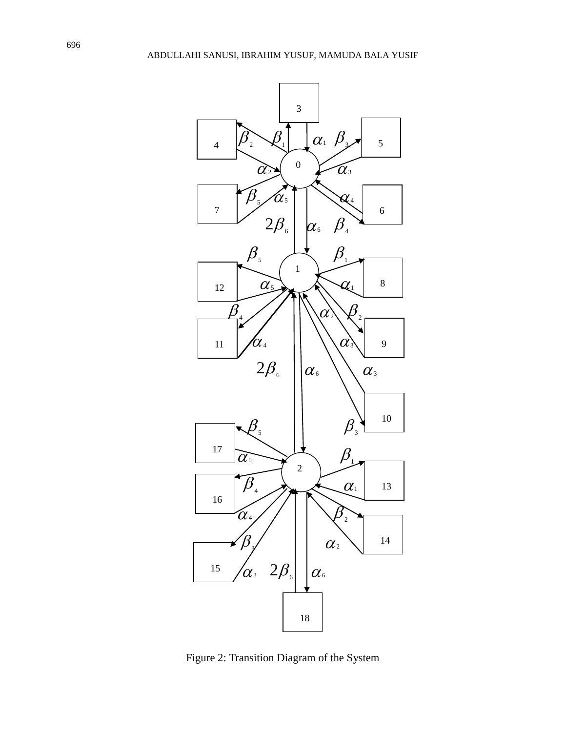Figure 2: Transition Diagram of the System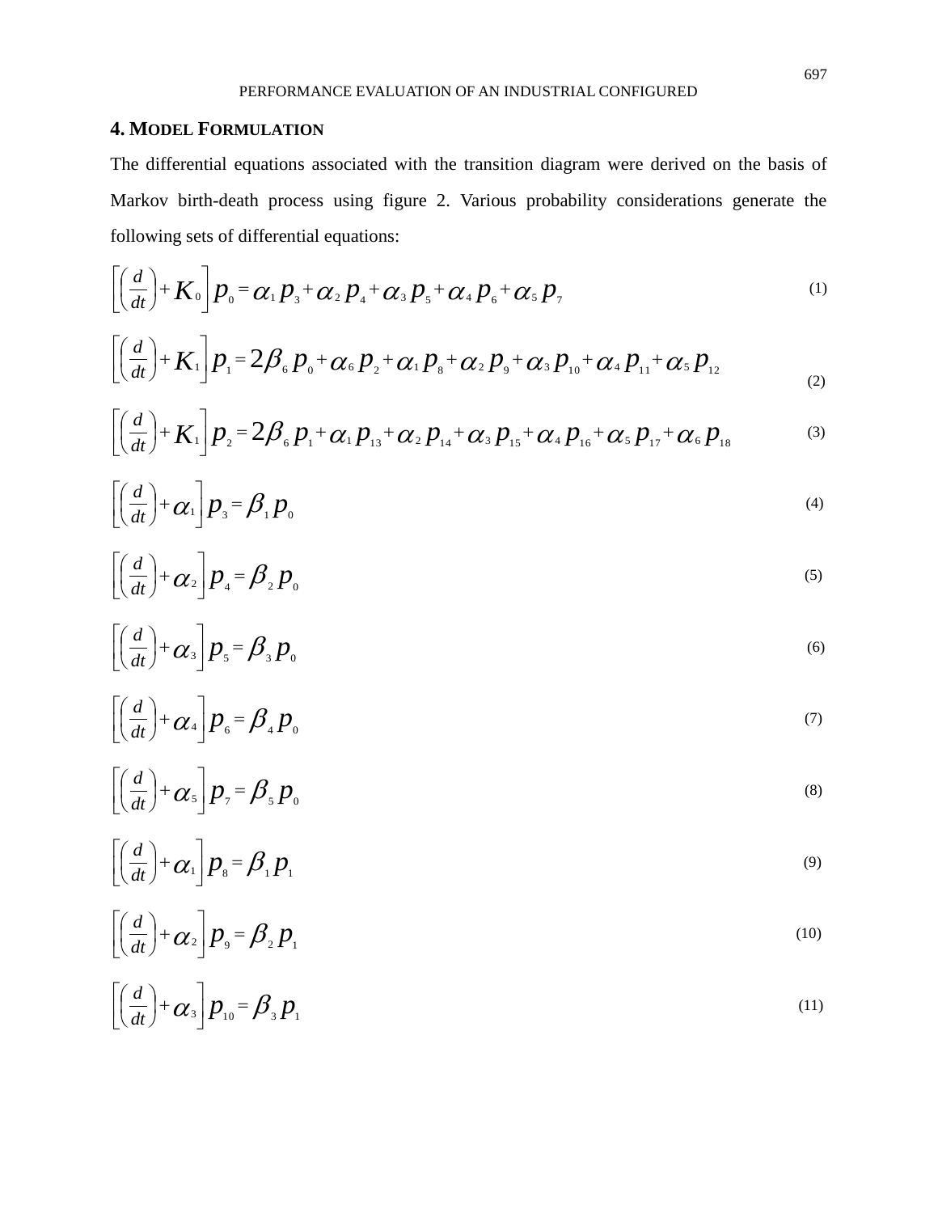## 4. Model Formulation

The differential equations associated with the transition diagram were derived on the basis of Markov birth-death process using figure 2. Various probability considerations generate the following sets of differential equations:

$$\left[\left(\frac{d}{dt}\right)+K_0\right]p_0=\alpha_1 p_3+\alpha_2 p_4+\alpha_3 p_5+\alpha_4 p_6+\alpha_5 p_7 \tag{1}$$

$$\left[\left(\frac{d}{dt}\right)+K_1\right]p_1=2\beta_6 p_0+\alpha_6 p_2+\alpha_1 p_8+\alpha_2 p_9+\alpha_3 p_{10}+\alpha_4 p_{11}+\alpha_5 p_{12} \tag{2}$$

$$\left[\left(\frac{d}{dt}\right)+K_1\right]p_2=2\beta_6 p_1+\alpha_1 p_{13}+\alpha_2 p_{14}+\alpha_3 p_{15}+\alpha_4 p_{16}+\alpha_5 p_{17}+\alpha_6 p_{18} \tag{3}$$

$$\left[\left(\frac{d}{dt}\right)+\alpha_1\right]p_3=\beta_1 p_0 \tag{4}$$

$$\left[\left(\frac{d}{dt}\right)+\alpha_2\right]p_4=\beta_2 p_0 \tag{5}$$

$$\left[\left(\frac{d}{dt}\right)+\alpha_3\right]p_5=\beta_3 p_0 \tag{6}$$

$$\left[\left(\frac{d}{dt}\right)+\alpha_4\right]p_6=\beta_4 p_0 \tag{7}$$

$$\left[\left(\frac{d}{dt}\right)+\alpha_5\right]p_7=\beta_5 p_0 \tag{8}$$

$$\left[\left(\frac{d}{dt}\right)+\alpha_1\right]p_8=\beta_1 p_1 \tag{9}$$

$$\left[\left(\frac{d}{dt}\right)+\alpha_2\right]p_9=\beta_2 p_1 \tag{10}$$

$$\left[\left(\frac{d}{dt}\right)+\alpha_3\right]p_{10}=\beta_3 p_1 \tag{11}$$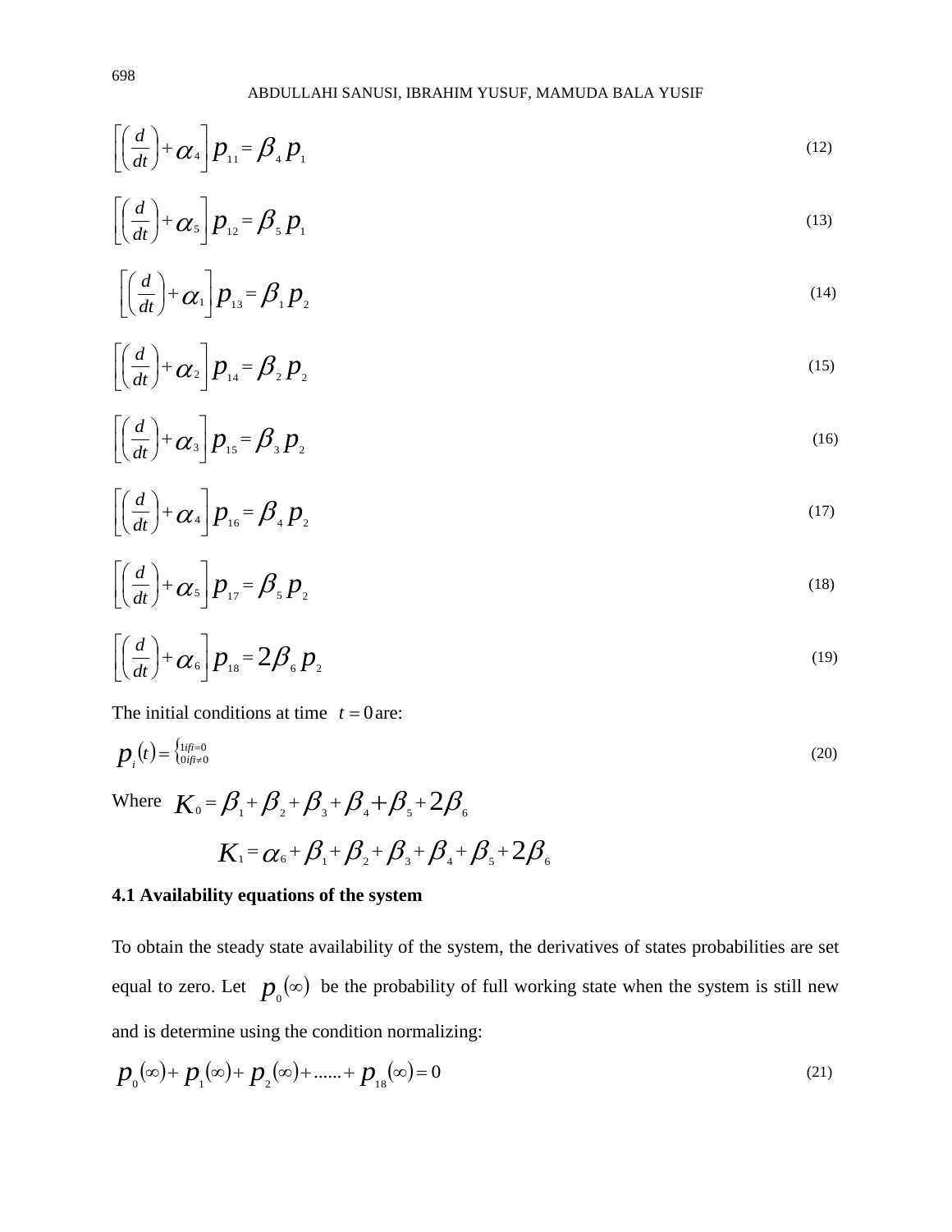$$\left[\left(\frac{d}{dt}\right)+\alpha_4\right]p_{11}=\beta_4 p_1 \tag{12}$$

$$\left[\left(\frac{d}{dt}\right)+\alpha_5\right]p_{12}=\beta_5 p_1 \tag{13}$$

$$\left[\left(\frac{d}{dt}\right)+\alpha_1\right]p_{13}=\beta_1 p_2 \tag{14}$$

$$\left[\left(\frac{d}{dt}\right)+\alpha_2\right]p_{14}=\beta_2 p_2 \tag{15}$$

$$\left[\left(\frac{d}{dt}\right)+\alpha_3\right]p_{15}=\beta_3 p_2 \tag{16}$$

$$\left[\left(\frac{d}{dt}\right)+\alpha_4\right]p_{16}=\beta_4 p_2 \tag{17}$$

$$\left[\left(\frac{d}{dt}\right)+\alpha_5\right]p_{17}=\beta_5 p_2 \tag{18}$$

$$\left[\left(\frac{d}{dt}\right)+\alpha_6\right]p_{18}=2\beta_6 p_2 \tag{19}$$

The initial conditions at time $t=0$ are:

$$p_i(t)=\begin{cases}1 if i=0\\ 0 if i\neq 0\end{cases} \tag{20}$$

Where $K_0=\beta_1+\beta_2+\beta_3+\beta_4+\beta_5+2\beta_6$

$$K_1=\alpha_6+\beta_1+\beta_2+\beta_3+\beta_4+\beta_5+2\beta_6$$

**4.1 Availability equations of the system**

To obtain the steady state availability of the system, the derivatives of states probabilities are set equal to zero. Let $p_0(\infty)$ be the probability of full working state when the system is still new and is determine using the condition normalizing:

$$p_0(\infty)+p_1(\infty)+p_2(\infty)+......+p_{18}(\infty)=0 \tag{21}$$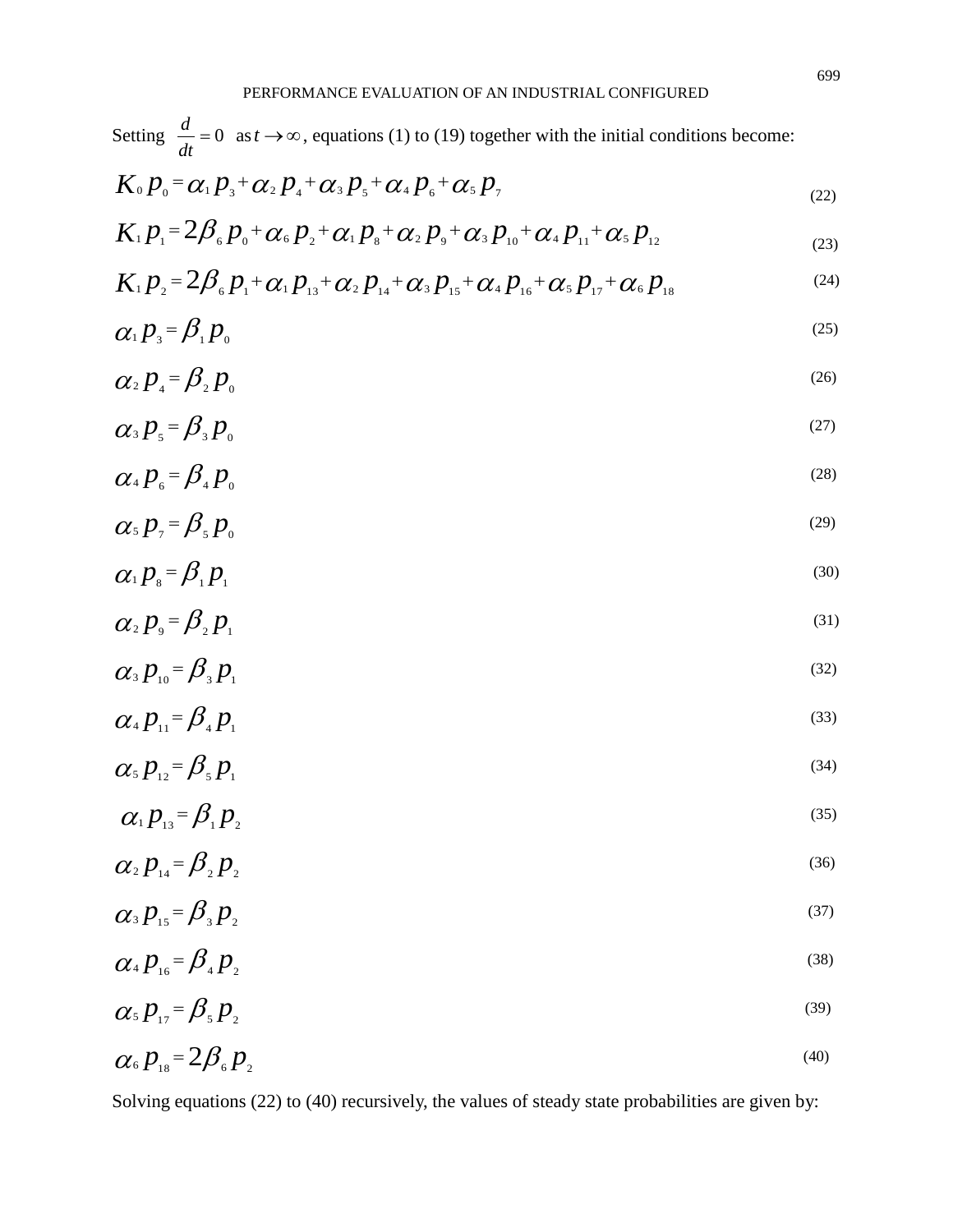Setting $\frac{d}{dt}=0$ as $t \to \infty$, equations (1) to (19) together with the initial conditions become:

$$K_0 p_0 = \alpha_1 p_3 + \alpha_2 p_4 + \alpha_3 p_5 + \alpha_4 p_6 + \alpha_5 p_7 \tag{22}$$

$$K_1 p_1 = 2\beta_6 p_0 + \alpha_6 p_2 + \alpha_1 p_8 + \alpha_2 p_9 + \alpha_3 p_{10} + \alpha_4 p_{11} + \alpha_5 p_{12} \tag{23}$$

$$K_1 p_2 = 2\beta_6 p_1 + \alpha_1 p_{13} + \alpha_2 p_{14} + \alpha_3 p_{15} + \alpha_4 p_{16} + \alpha_5 p_{17} + \alpha_6 p_{18} \tag{24}$$

$$\alpha_1 p_3 = \beta_1 p_0 \tag{25}$$

$$\alpha_2 p_4 = \beta_2 p_0 \tag{26}$$

$$\alpha_3 p_5 = \beta_3 p_0 \tag{27}$$

$$\alpha_4 p_6 = \beta_4 p_0 \tag{28}$$

$$\alpha_5 p_7 = \beta_5 p_0 \tag{29}$$

$$\alpha_1 p_8 = \beta_1 p_1 \tag{30}$$

$$\alpha_2 p_9 = \beta_2 p_1 \tag{31}$$

$$\alpha_3 p_{10} = \beta_3 p_1 \tag{32}$$

$$\alpha_4 p_{11} = \beta_4 p_1 \tag{33}$$

$$\alpha_5 p_{12} = \beta_5 p_1 \tag{34}$$

$$\alpha_1 p_{13} = \beta_1 p_2 \tag{35}$$

$$\alpha_2 p_{14} = \beta_2 p_2 \tag{36}$$

$$\alpha_3 p_{15} = \beta_3 p_2 \tag{37}$$

$$\alpha_4 p_{16} = \beta_4 p_2 \tag{38}$$

$$\alpha_5 p_{17} = \beta_5 p_2 \tag{39}$$

$$\alpha_6 p_{18} = 2\beta_6 p_2 \tag{40}$$

Solving equations (22) to (40) recursively, the values of steady state probabilities are given by: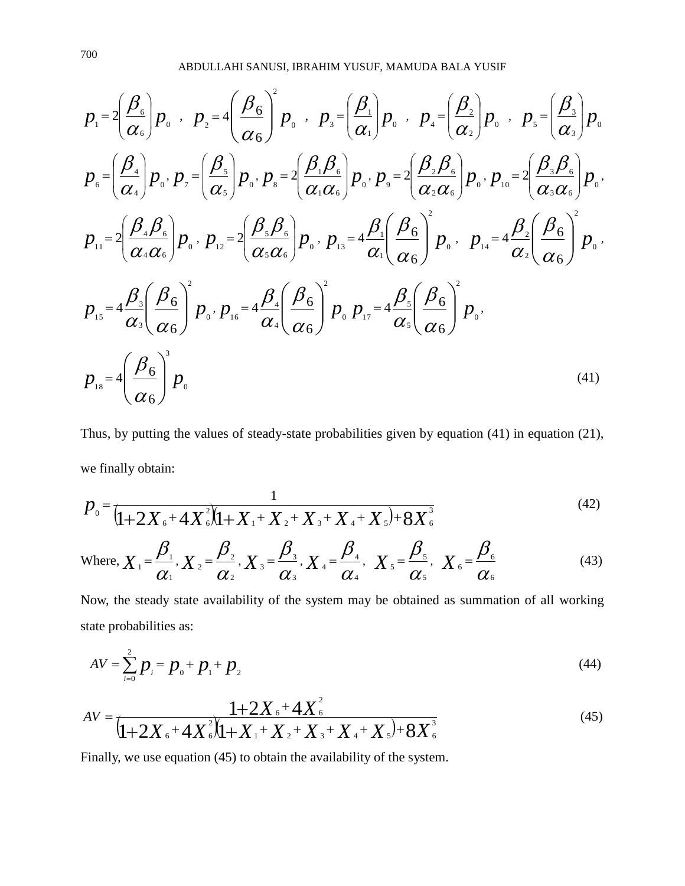$$p_1 = 2\left(\frac{\beta_6}{\alpha_6}\right)p_0 \ , \ p_2 = 4\left(\frac{\beta_6}{\alpha_6}\right)^2 p_0 \ , \ p_3 = \left(\frac{\beta_1}{\alpha_1}\right)p_0 \ , \ p_4 = \left(\frac{\beta_2}{\alpha_2}\right)p_0 \ , \ p_5 = \left(\frac{\beta_3}{\alpha_3}\right)p_0$$

$$p_6 = \left(\frac{\beta_4}{\alpha_4}\right)p_0, \ p_7 = \left(\frac{\beta_5}{\alpha_5}\right)p_0, \ p_8 = 2\left(\frac{\beta_1\beta_6}{\alpha_1\alpha_6}\right)p_0, \ p_9 = 2\left(\frac{\beta_2\beta_6}{\alpha_2\alpha_6}\right)p_0, \ p_{10} = 2\left(\frac{\beta_3\beta_6}{\alpha_3\alpha_6}\right)p_0,$$

$$p_{11} = 2\left(\frac{\beta_4\beta_6}{\alpha_4\alpha_6}\right)p_0, \ p_{12} = 2\left(\frac{\beta_5\beta_6}{\alpha_5\alpha_6}\right)p_0, \ p_{13} = 4\frac{\beta_1}{\alpha_1}\left(\frac{\beta_6}{\alpha_6}\right)^2 p_0, \ \ p_{14} = 4\frac{\beta_2}{\alpha_2}\left(\frac{\beta_6}{\alpha_6}\right)^2 p_0,$$

$$p_{15} = 4\frac{\beta_3}{\alpha_3}\left(\frac{\beta_6}{\alpha_6}\right)^2 p_0, \ p_{16} = 4\frac{\beta_4}{\alpha_4}\left(\frac{\beta_6}{\alpha_6}\right)^2 p_0 \ p_{17} = 4\frac{\beta_5}{\alpha_5}\left(\frac{\beta_6}{\alpha_6}\right)^2 p_0,$$

$$p_{18} = 4\left(\frac{\beta_6}{\alpha_6}\right)^3 p_0 \tag{41}$$

Thus, by putting the values of steady-state probabilities given by equation (41) in equation (21), we finally obtain:

$$p_0 = \frac{1}{\left(1+2X_6+4X_6^2\right)\left(1+X_1+X_2+X_3+X_4+X_5\right)+8X_6^3} \tag{42}$$

Where, $X_1 = \frac{\beta_1}{\alpha_1}, X_2 = \frac{\beta_2}{\alpha_2}, X_3 = \frac{\beta_3}{\alpha_3}, X_4 = \frac{\beta_4}{\alpha_4}, \ X_5 = \frac{\beta_5}{\alpha_5}, \ X_6 = \frac{\beta_6}{\alpha_6}$ (43)

Now, the steady state availability of the system may be obtained as summation of all working state probabilities as:

$$AV = \sum_{i=0}^{2} p_i = p_0 + p_1 + p_2 \tag{44}$$

$$AV = \frac{1+2X_6+4X_6^2}{\left(1+2X_6+4X_6^2\right)\left(1+X_1+X_2+X_3+X_4+X_5\right)+8X_6^3} \tag{45}$$

Finally, we use equation (45) to obtain the availability of the system.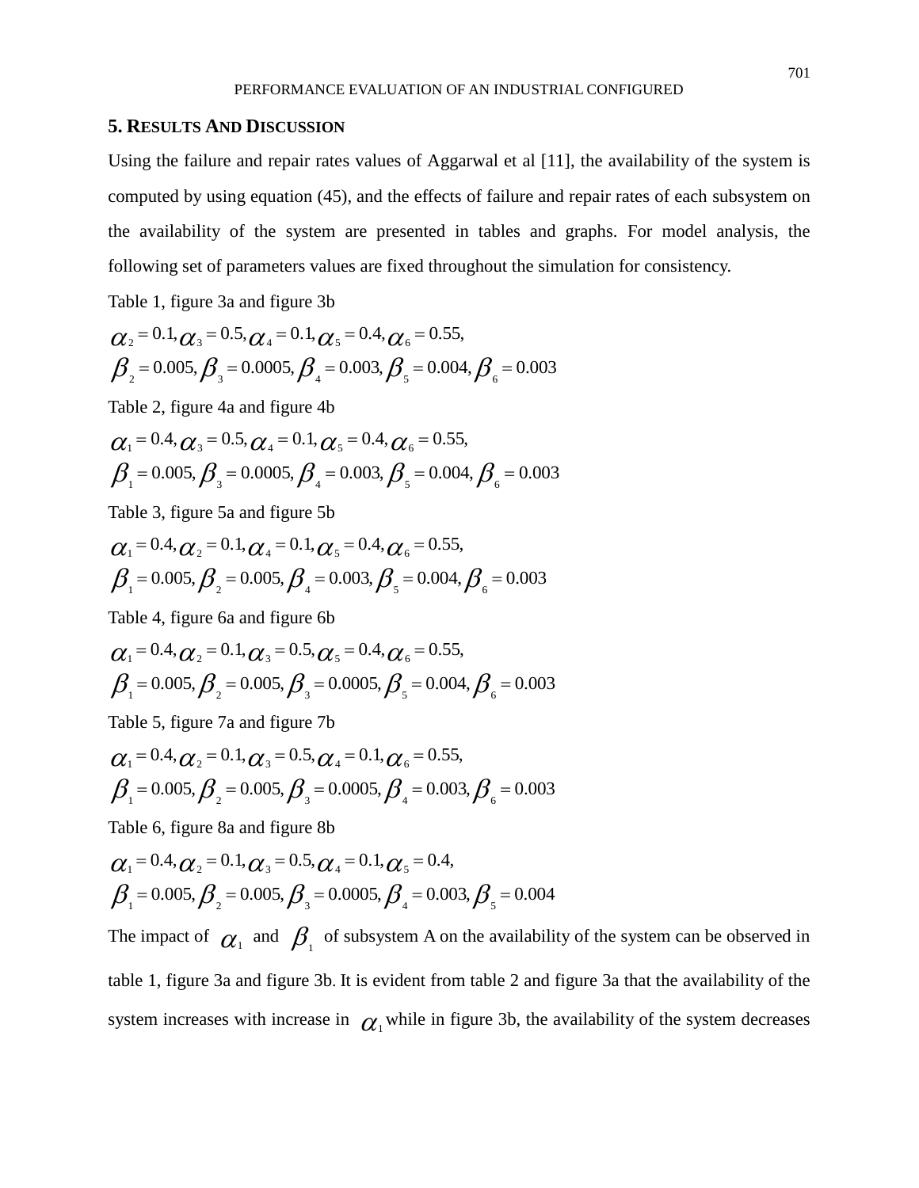## 5. Results And Discussion

Using the failure and repair rates values of Aggarwal et al [11], the availability of the system is computed by using equation (45), and the effects of failure and repair rates of each subsystem on the availability of the system are presented in tables and graphs. For model analysis, the following set of parameters values are fixed throughout the simulation for consistency.

Table 1, figure 3a and figure 3b

$$\alpha_2 = 0.1, \alpha_3 = 0.5, \alpha_4 = 0.1, \alpha_5 = 0.4, \alpha_6 = 0.55,$$
$$\beta_2 = 0.005, \beta_3 = 0.0005, \beta_4 = 0.003, \beta_5 = 0.004, \beta_6 = 0.003$$

Table 2, figure 4a and figure 4b

$$\alpha_1 = 0.4, \alpha_3 = 0.5, \alpha_4 = 0.1, \alpha_5 = 0.4, \alpha_6 = 0.55,$$
$$\beta_1 = 0.005, \beta_3 = 0.0005, \beta_4 = 0.003, \beta_5 = 0.004, \beta_6 = 0.003$$

Table 3, figure 5a and figure 5b

$$\alpha_1 = 0.4, \alpha_2 = 0.1, \alpha_4 = 0.1, \alpha_5 = 0.4, \alpha_6 = 0.55,$$
$$\beta_1 = 0.005, \beta_2 = 0.005, \beta_4 = 0.003, \beta_5 = 0.004, \beta_6 = 0.003$$

Table 4, figure 6a and figure 6b

$$\alpha_1 = 0.4, \alpha_2 = 0.1, \alpha_3 = 0.5, \alpha_5 = 0.4, \alpha_6 = 0.55,$$
$$\beta_1 = 0.005, \beta_2 = 0.005, \beta_3 = 0.0005, \beta_5 = 0.004, \beta_6 = 0.003$$

Table 5, figure 7a and figure 7b

$$\alpha_1 = 0.4, \alpha_2 = 0.1, \alpha_3 = 0.5, \alpha_4 = 0.1, \alpha_6 = 0.55,$$
$$\beta_1 = 0.005, \beta_2 = 0.005, \beta_3 = 0.0005, \beta_4 = 0.003, \beta_6 = 0.003$$

Table 6, figure 8a and figure 8b

$$\alpha_1 = 0.4, \alpha_2 = 0.1, \alpha_3 = 0.5, \alpha_4 = 0.1, \alpha_5 = 0.4,$$
$$\beta_1 = 0.005, \beta_2 = 0.005, \beta_3 = 0.0005, \beta_4 = 0.003, \beta_5 = 0.004$$

The impact of $\alpha_1$ and $\beta_1$ of subsystem A on the availability of the system can be observed in table 1, figure 3a and figure 3b. It is evident from table 2 and figure 3a that the availability of the system increases with increase in $\alpha_1$ while in figure 3b, the availability of the system decreases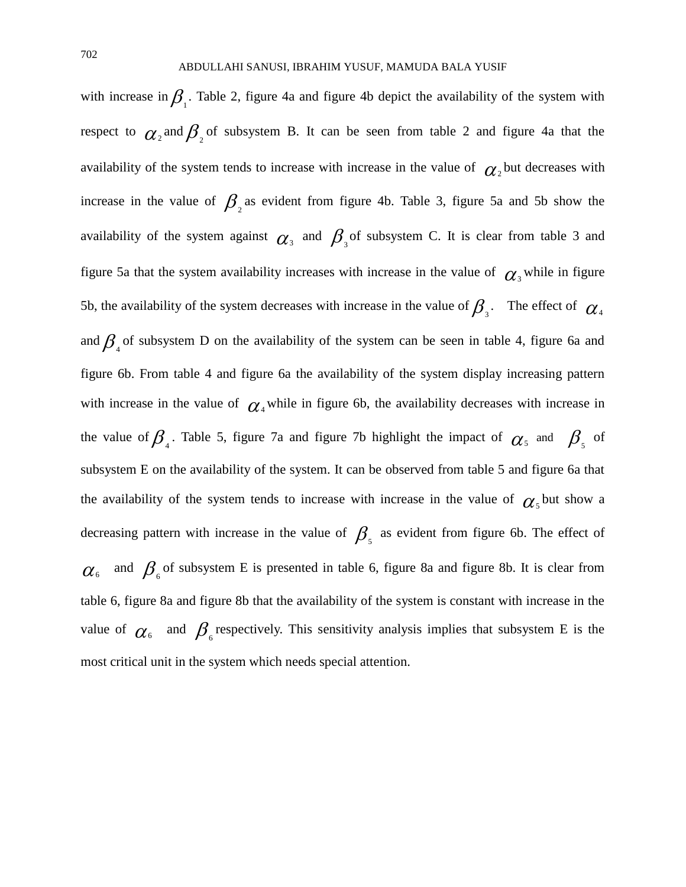with increase in $\beta_1$. Table 2, figure 4a and figure 4b depict the availability of the system with respect to $\alpha_2$ and $\beta_2$ of subsystem B. It can be seen from table 2 and figure 4a that the availability of the system tends to increase with increase in the value of $\alpha_2$ but decreases with increase in the value of $\beta_2$ as evident from figure 4b. Table 3, figure 5a and 5b show the availability of the system against $\alpha_3$ and $\beta_3$ of subsystem C. It is clear from table 3 and figure 5a that the system availability increases with increase in the value of $\alpha_3$ while in figure 5b, the availability of the system decreases with increase in the value of $\beta_3$. The effect of $\alpha_4$ and $\beta_4$ of subsystem D on the availability of the system can be seen in table 4, figure 6a and figure 6b. From table 4 and figure 6a the availability of the system display increasing pattern with increase in the value of $\alpha_4$ while in figure 6b, the availability decreases with increase in the value of $\beta_4$. Table 5, figure 7a and figure 7b highlight the impact of $\alpha_5$ and $\beta_5$ of subsystem E on the availability of the system. It can be observed from table 5 and figure 6a that the availability of the system tends to increase with increase in the value of $\alpha_5$ but show a decreasing pattern with increase in the value of $\beta_5$ as evident from figure 6b. The effect of $\alpha_6$ and $\beta_6$ of subsystem E is presented in table 6, figure 8a and figure 8b. It is clear from table 6, figure 8a and figure 8b that the availability of the system is constant with increase in the value of $\alpha_6$ and $\beta_6$ respectively. This sensitivity analysis implies that subsystem E is the most critical unit in the system which needs special attention.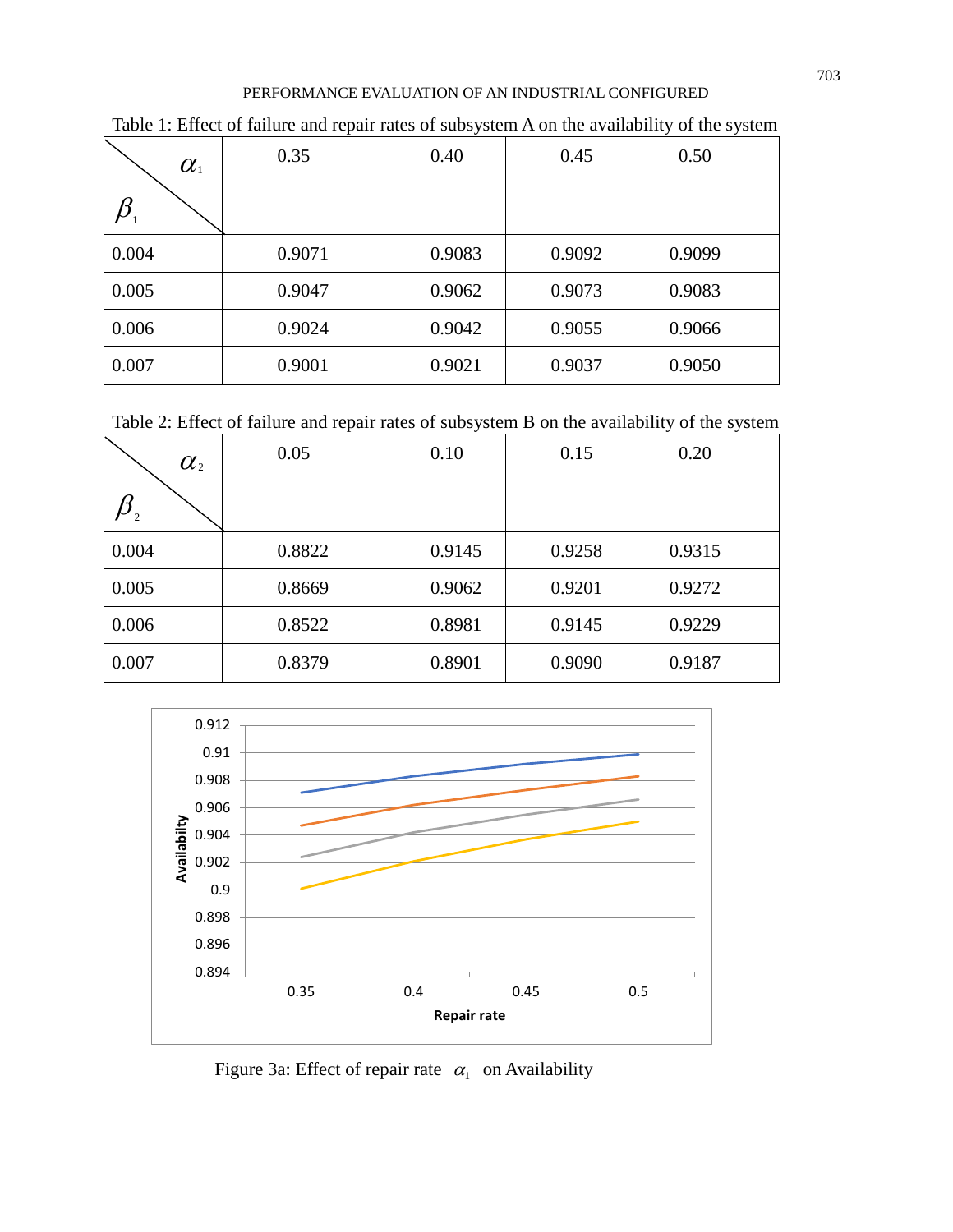Table 1: Effect of failure and repair rates of subsystem A on the availability of the system

| $\beta_1$ \ $\alpha_1$ | 0.35 | 0.40 | 0.45 | 0.50 |
|---|---|---|---|---|
| 0.004 | 0.9071 | 0.9083 | 0.9092 | 0.9099 |
| 0.005 | 0.9047 | 0.9062 | 0.9073 | 0.9083 |
| 0.006 | 0.9024 | 0.9042 | 0.9055 | 0.9066 |
| 0.007 | 0.9001 | 0.9021 | 0.9037 | 0.9050 |

Table 2: Effect of failure and repair rates of subsystem B on the availability of the system

| $\beta_2$ \ $\alpha_2$ | 0.05 | 0.10 | 0.15 | 0.20 |
|---|---|---|---|---|
| 0.004 | 0.8822 | 0.9145 | 0.9258 | 0.9315 |
| 0.005 | 0.8669 | 0.9062 | 0.9201 | 0.9272 |
| 0.006 | 0.8522 | 0.8981 | 0.9145 | 0.9229 |
| 0.007 | 0.8379 | 0.8901 | 0.9090 | 0.9187 |

Figure 3a: Effect of repair rate $\alpha_1$ on Availability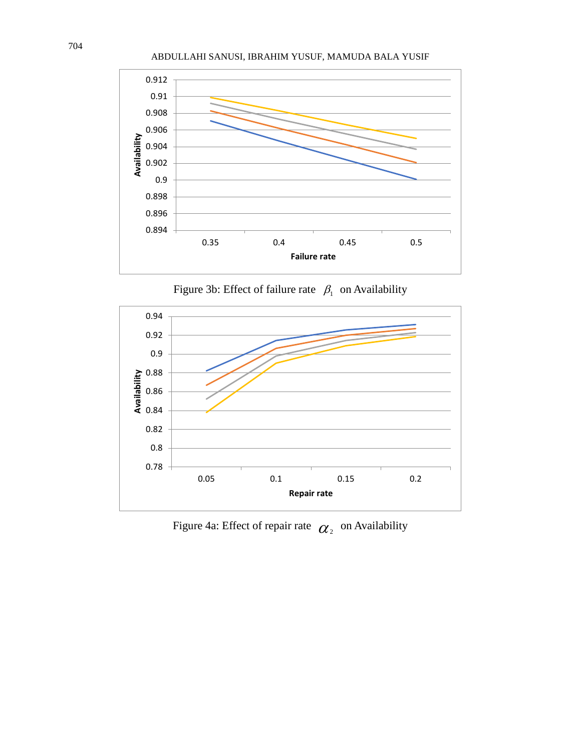Figure 3b: Effect of failure rate $\beta_1$ on Availability

Figure 4a: Effect of repair rate $\alpha_2$ on Availability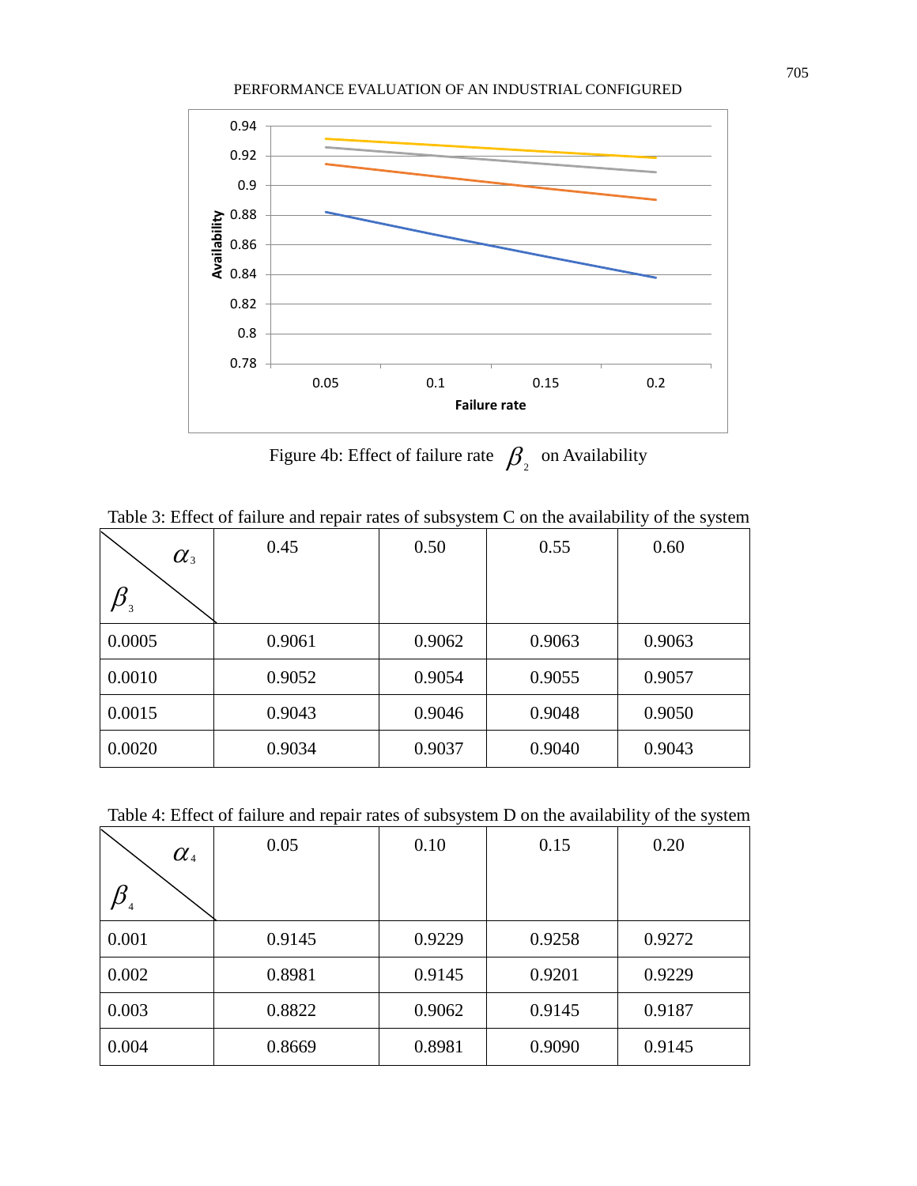Figure 4b: Effect of failure rate $\beta_2$ on Availability

Table 3: Effect of failure and repair rates of subsystem C on the availability of the system

| $\beta_3$ \ $\alpha_3$ | 0.45 | 0.50 | 0.55 | 0.60 |
|---|---|---|---|---|
| 0.0005 | 0.9061 | 0.9062 | 0.9063 | 0.9063 |
| 0.0010 | 0.9052 | 0.9054 | 0.9055 | 0.9057 |
| 0.0015 | 0.9043 | 0.9046 | 0.9048 | 0.9050 |
| 0.0020 | 0.9034 | 0.9037 | 0.9040 | 0.9043 |

Table 4: Effect of failure and repair rates of subsystem D on the availability of the system

| $\beta_4$ \ $\alpha_4$ | 0.05 | 0.10 | 0.15 | 0.20 |
|---|---|---|---|---|
| 0.001 | 0.9145 | 0.9229 | 0.9258 | 0.9272 |
| 0.002 | 0.8981 | 0.9145 | 0.9201 | 0.9229 |
| 0.003 | 0.8822 | 0.9062 | 0.9145 | 0.9187 |
| 0.004 | 0.8669 | 0.8981 | 0.9090 | 0.9145 |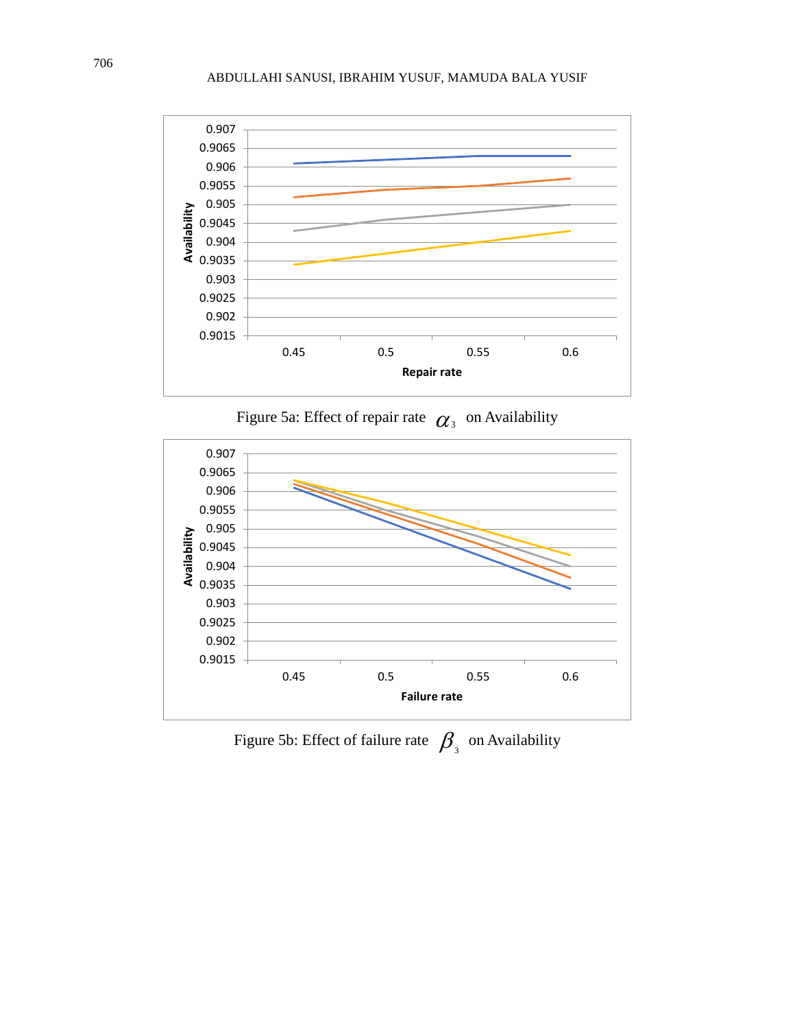Figure 5a: Effect of repair rate $\alpha_3$ on Availability

Figure 5b: Effect of failure rate $\beta_3$ on Availability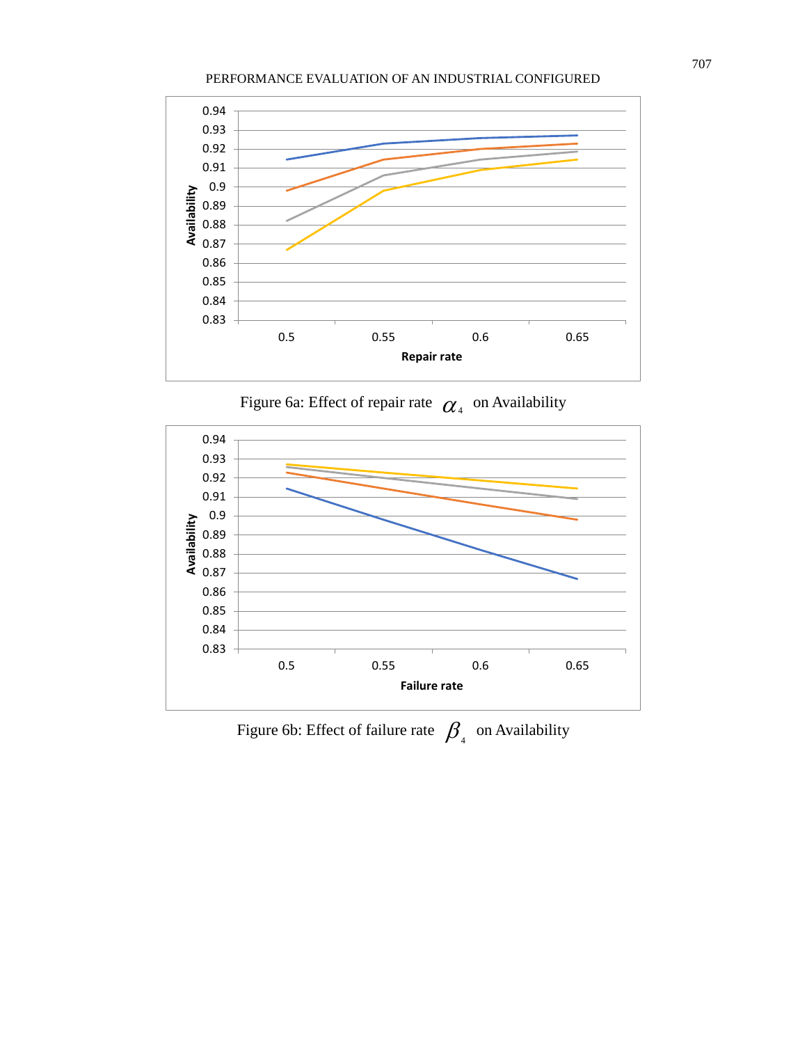Figure 6a: Effect of repair rate $\alpha_4$ on Availability

Figure 6b: Effect of failure rate $\beta_4$ on Availability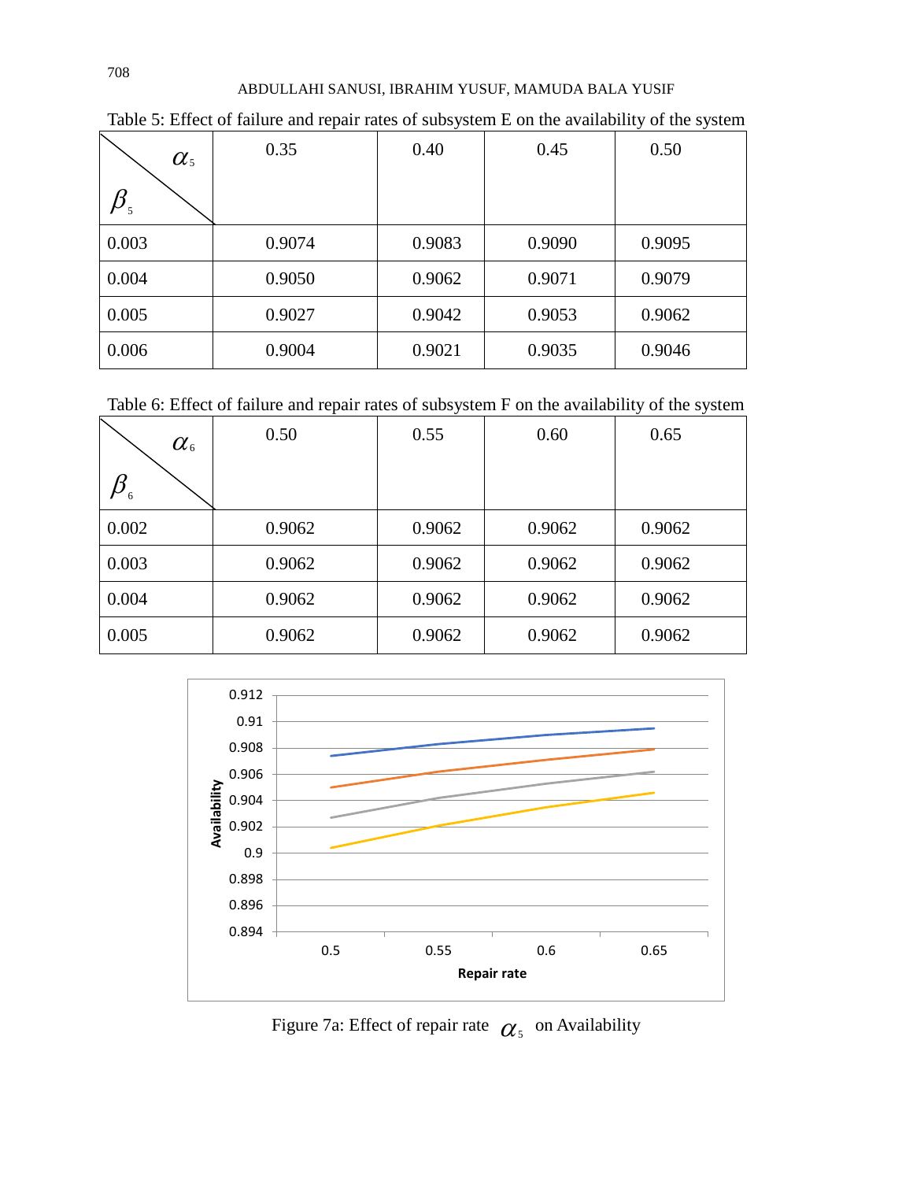Table 5: Effect of failure and repair rates of subsystem E on the availability of the system

| $\beta_5$ \ $\alpha_5$ | 0.35 | 0.40 | 0.45 | 0.50 |
|---|---|---|---|---|
| 0.003 | 0.9074 | 0.9083 | 0.9090 | 0.9095 |
| 0.004 | 0.9050 | 0.9062 | 0.9071 | 0.9079 |
| 0.005 | 0.9027 | 0.9042 | 0.9053 | 0.9062 |
| 0.006 | 0.9004 | 0.9021 | 0.9035 | 0.9046 |

Table 6: Effect of failure and repair rates of subsystem F on the availability of the system

| $\beta_6$ \ $\alpha_6$ | 0.50 | 0.55 | 0.60 | 0.65 |
|---|---|---|---|---|
| 0.002 | 0.9062 | 0.9062 | 0.9062 | 0.9062 |
| 0.003 | 0.9062 | 0.9062 | 0.9062 | 0.9062 |
| 0.004 | 0.9062 | 0.9062 | 0.9062 | 0.9062 |
| 0.005 | 0.9062 | 0.9062 | 0.9062 | 0.9062 |

Figure 7a: Effect of repair rate $\alpha_5$ on Availability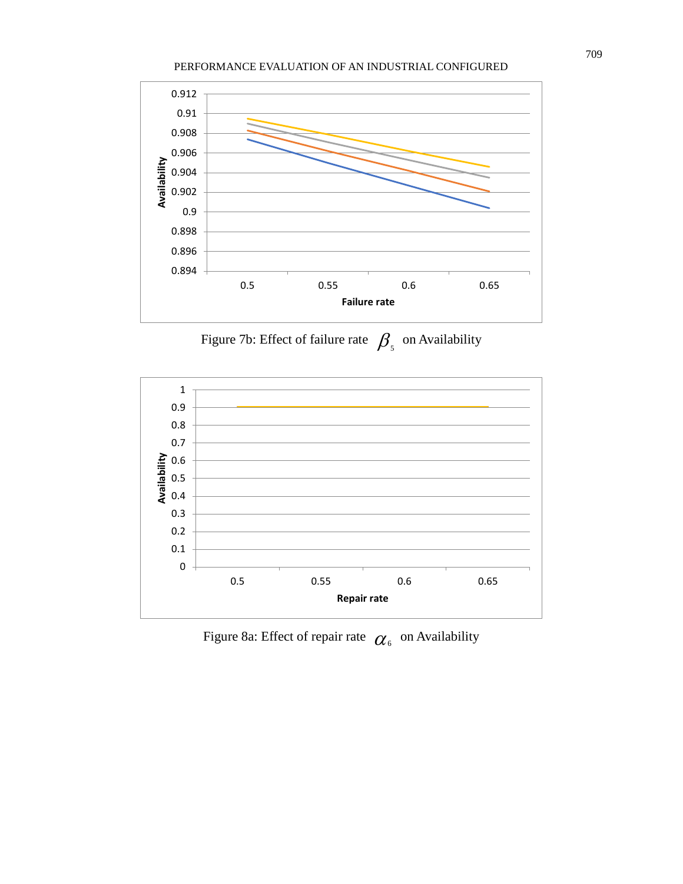Figure 7b: Effect of failure rate $\beta_5$ on Availability

Figure 8a: Effect of repair rate $\alpha_6$ on Availability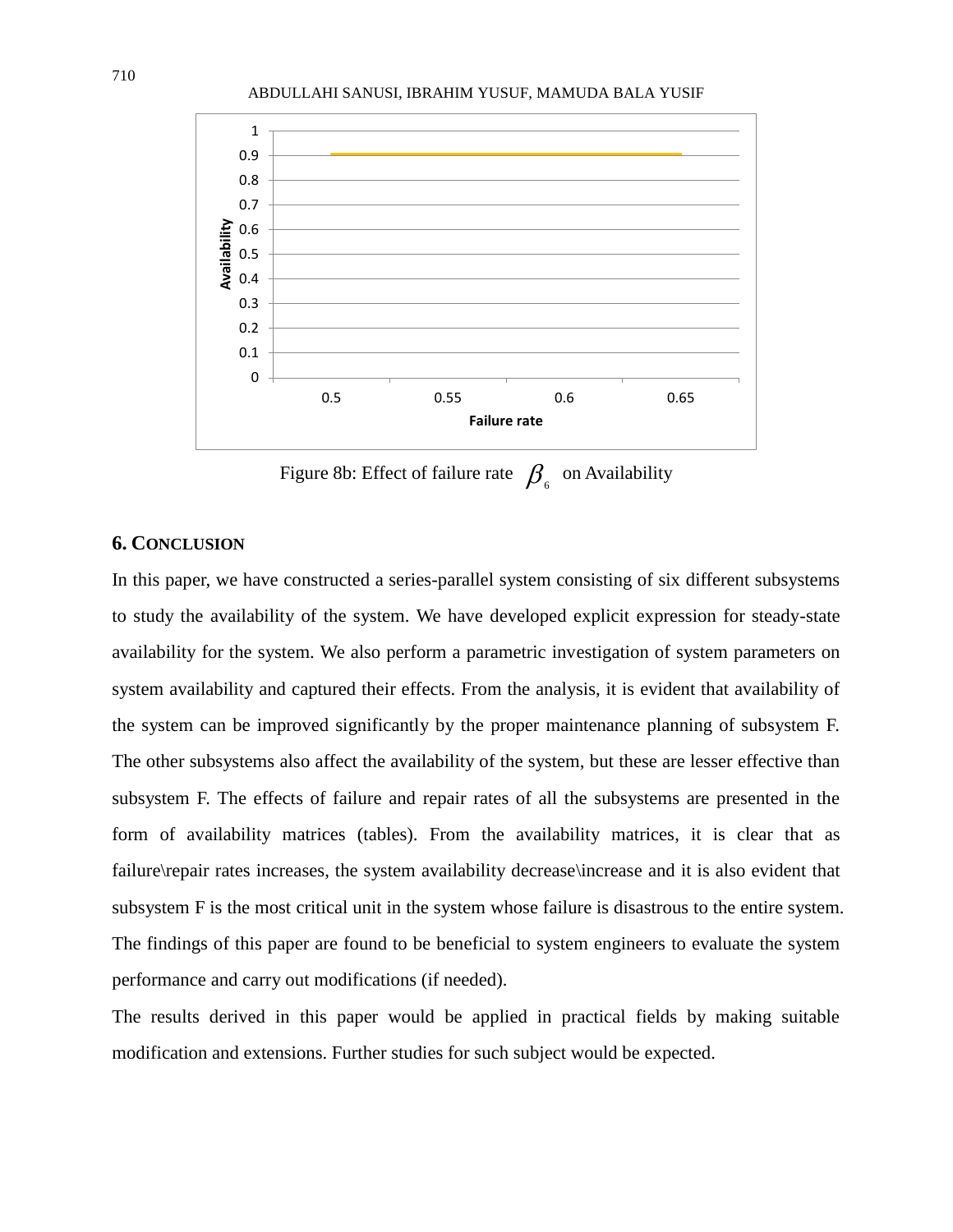Figure 8b: Effect of failure rate $\beta_6$ on Availability

## 6. CONCLUSION

In this paper, we have constructed a series-parallel system consisting of six different subsystems to study the availability of the system. We have developed explicit expression for steady-state availability for the system. We also perform a parametric investigation of system parameters on system availability and captured their effects. From the analysis, it is evident that availability of the system can be improved significantly by the proper maintenance planning of subsystem F. The other subsystems also affect the availability of the system, but these are lesser effective than subsystem F. The effects of failure and repair rates of all the subsystems are presented in the form of availability matrices (tables). From the availability matrices, it is clear that as failure\repair rates increases, the system availability decrease\increase and it is also evident that subsystem F is the most critical unit in the system whose failure is disastrous to the entire system. The findings of this paper are found to be beneficial to system engineers to evaluate the system performance and carry out modifications (if needed).

The results derived in this paper would be applied in practical fields by making suitable modification and extensions. Further studies for such subject would be expected.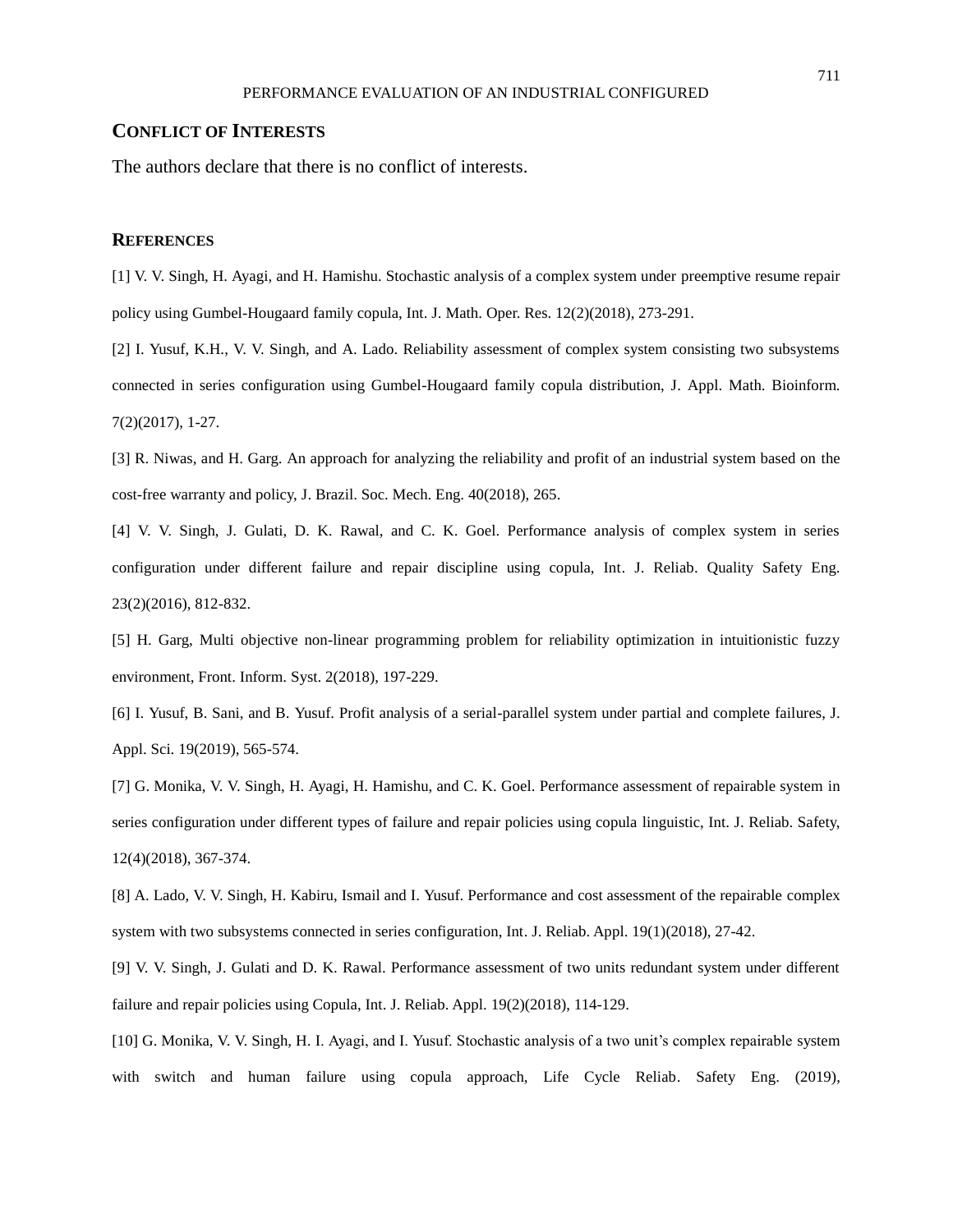## Conflict of Interests

The authors declare that there is no conflict of interests.

## References

[1] V. V. Singh, H. Ayagi, and H. Hamishu. Stochastic analysis of a complex system under preemptive resume repair policy using Gumbel-Hougaard family copula, Int. J. Math. Oper. Res. 12(2)(2018), 273-291.

[2] I. Yusuf, K.H., V. V. Singh, and A. Lado. Reliability assessment of complex system consisting two subsystems connected in series configuration using Gumbel-Hougaard family copula distribution, J. Appl. Math. Bioinform. 7(2)(2017), 1-27.

[3] R. Niwas, and H. Garg. An approach for analyzing the reliability and profit of an industrial system based on the cost-free warranty and policy, J. Brazil. Soc. Mech. Eng. 40(2018), 265.

[4] V. V. Singh, J. Gulati, D. K. Rawal, and C. K. Goel. Performance analysis of complex system in series configuration under different failure and repair discipline using copula, Int. J. Reliab. Quality Safety Eng. 23(2)(2016), 812-832.

[5] H. Garg, Multi objective non-linear programming problem for reliability optimization in intuitionistic fuzzy environment, Front. Inform. Syst. 2(2018), 197-229.

[6] I. Yusuf, B. Sani, and B. Yusuf. Profit analysis of a serial-parallel system under partial and complete failures, J. Appl. Sci. 19(2019), 565-574.

[7] G. Monika, V. V. Singh, H. Ayagi, H. Hamishu, and C. K. Goel. Performance assessment of repairable system in series configuration under different types of failure and repair policies using copula linguistic, Int. J. Reliab. Safety, 12(4)(2018), 367-374.

[8] A. Lado, V. V. Singh, H. Kabiru, Ismail and I. Yusuf. Performance and cost assessment of the repairable complex system with two subsystems connected in series configuration, Int. J. Reliab. Appl. 19(1)(2018), 27-42.

[9] V. V. Singh, J. Gulati and D. K. Rawal. Performance assessment of two units redundant system under different failure and repair policies using Copula, Int. J. Reliab. Appl. 19(2)(2018), 114-129.

[10] G. Monika, V. V. Singh, H. I. Ayagi, and I. Yusuf. Stochastic analysis of a two unit's complex repairable system with switch and human failure using copula approach, Life Cycle Reliab. Safety Eng. (2019),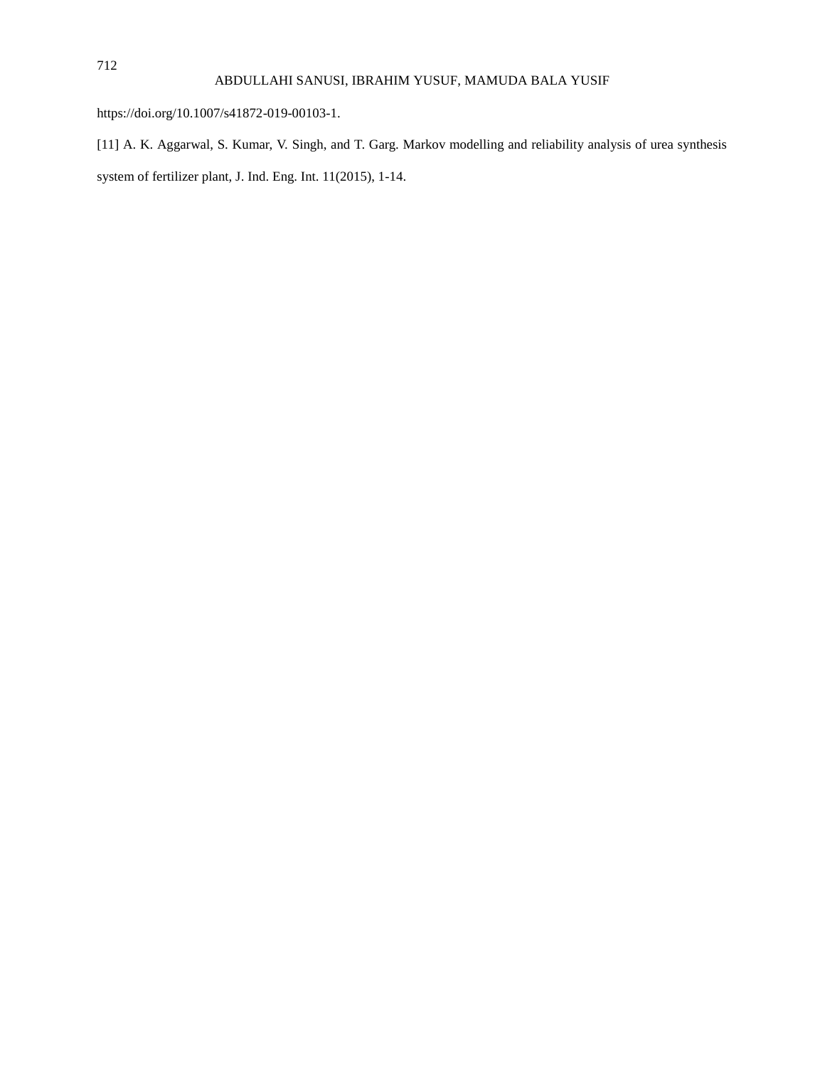https://doi.org/10.1007/s41872-019-00103-1.

[11] A. K. Aggarwal, S. Kumar, V. Singh, and T. Garg. Markov modelling and reliability analysis of urea synthesis system of fertilizer plant, J. Ind. Eng. Int. 11(2015), 1-14.